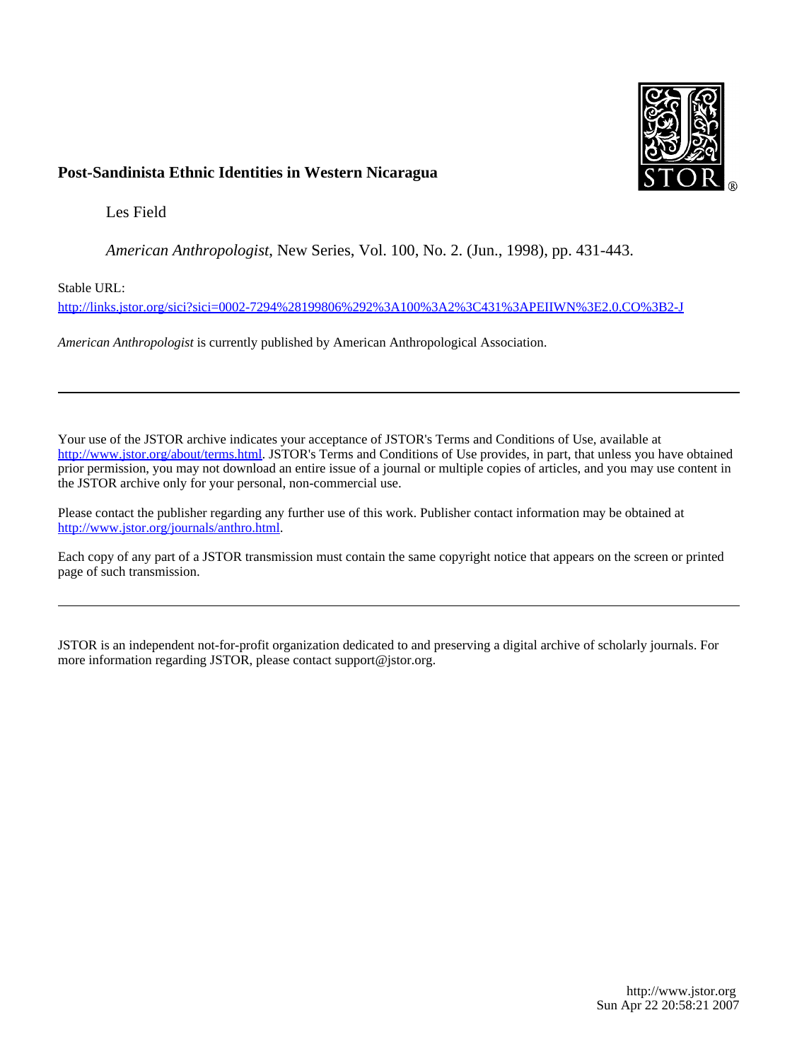# Post-Sandinista Ethnic Identities in Western Nicaragua

Les Field

*American Anthropologist*, New Series, Vol. 100, No. 2. (Jun., 1998), pp. 431-443.

Stable URL:

http://links.jstor.org/sici?sici=0002-7294%28199806%292%3A100%3A2%3C431%3APEIIWN%3E2.0.CO%3B2-J

*American Anthropologist* is currently published by American Anthropological Association.

---

Your use of the JSTOR archive indicates your acceptance of JSTOR's Terms and Conditions of Use, available at http://www.jstor.org/about/terms.html. JSTOR's Terms and Conditions of Use provides, in part, that unless you have obtained prior permission, you may not download an entire issue of a journal or multiple copies of articles, and you may use content in the JSTOR archive only for your personal, non-commercial use.

Please contact the publisher regarding any further use of this work. Publisher contact information may be obtained at http://www.jstor.org/journals/anthro.html.

Each copy of any part of a JSTOR transmission must contain the same copyright notice that appears on the screen or printed page of such transmission.

---

JSTOR is an independent not-for-profit organization dedicated to and preserving a digital archive of scholarly journals. For more information regarding JSTOR, please contact support@jstor.org.

http://www.jstor.org
Sun Apr 22 20:58:21 2007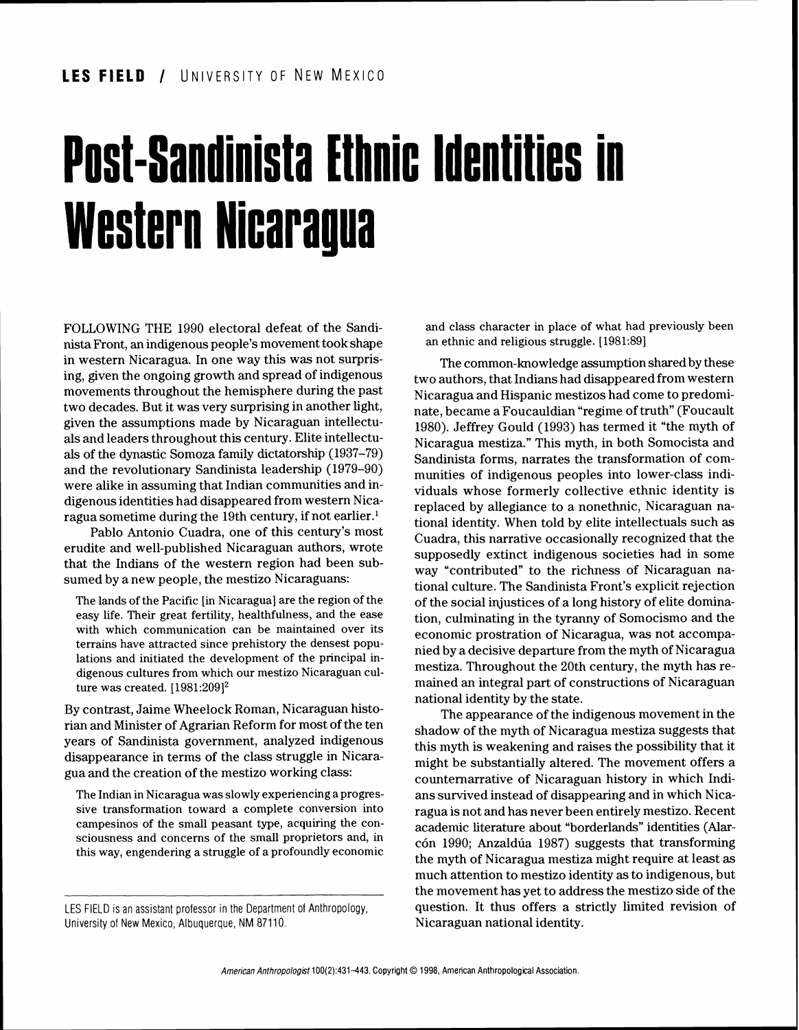**LES FIELD** / UNIVERSITY OF NEW MEXICO

# Post-Sandinista Ethnic Identities in Western Nicaragua

FOLLOWING THE 1990 electoral defeat of the Sandinista Front, an indigenous people's movement took shape in western Nicaragua. In one way this was not surprising, given the ongoing growth and spread of indigenous movements throughout the hemisphere during the past two decades. But it was very surprising in another light, given the assumptions made by Nicaraguan intellectuals and leaders throughout this century. Elite intellectuals of the dynastic Somoza family dictatorship (1937–79) and the revolutionary Sandinista leadership (1979–90) were alike in assuming that Indian communities and indigenous identities had disappeared from western Nicaragua sometime during the 19th century, if not earlier.[1]

Pablo Antonio Cuadra, one of this century's most erudite and well-published Nicaraguan authors, wrote that the Indians of the western region had been subsumed by a new people, the mestizo Nicaraguans:

> The lands of the Pacific [in Nicaragua] are the region of the easy life. Their great fertility, healthfulness, and the ease with which communication can be maintained over its terrains have attracted since prehistory the densest populations and initiated the development of the principal indigenous cultures from which our mestizo Nicaraguan culture was created. [1981:209][2]

By contrast, Jaime Wheelock Roman, Nicaraguan historian and Minister of Agrarian Reform for most of the ten years of Sandinista government, analyzed indigenous disappearance in terms of the class struggle in Nicaragua and the creation of the mestizo working class:

> The Indian in Nicaragua was slowly experiencing a progressive transformation toward a complete conversion into campesinos of the small peasant type, acquiring the consciousness and concerns of the small proprietors and, in this way, engendering a struggle of a profoundly economic and class character in place of what had previously been an ethnic and religious struggle. [1981:89]

The common-knowledge assumption shared by these two authors, that Indians had disappeared from western Nicaragua and Hispanic mestizos had come to predominate, became a Foucauldian "regime of truth" (Foucault 1980). Jeffrey Gould (1993) has termed it "the myth of Nicaragua mestiza." This myth, in both Somocista and Sandinista forms, narrates the transformation of communities of indigenous peoples into lower-class individuals whose formerly collective ethnic identity is replaced by allegiance to a nonethnic, Nicaraguan national identity. When told by elite intellectuals such as Cuadra, this narrative occasionally recognized that the supposedly extinct indigenous societies had in some way "contributed" to the richness of Nicaraguan national culture. The Sandinista Front's explicit rejection of the social injustices of a long history of elite domination, culminating in the tyranny of Somocismo and the economic prostration of Nicaragua, was not accompanied by a decisive departure from the myth of Nicaragua mestiza. Throughout the 20th century, the myth has remained an integral part of constructions of Nicaraguan national identity by the state.

The appearance of the indigenous movement in the shadow of the myth of Nicaragua mestiza suggests that this myth is weakening and raises the possibility that it might be substantially altered. The movement offers a counternarrative of Nicaraguan history in which Indians survived instead of disappearing and in which Nicaragua is not and has never been entirely mestizo. Recent academic literature about "borderlands" identities (Alarcón 1990; Anzaldúa 1987) suggests that transforming the myth of Nicaragua mestiza might require at least as much attention to mestizo identity as to indigenous, but the movement has yet to address the mestizo side of the question. It thus offers a strictly limited revision of Nicaraguan national identity.

LES FIELD is an assistant professor in the Department of Anthropology, University of New Mexico, Albuquerque, NM 87110.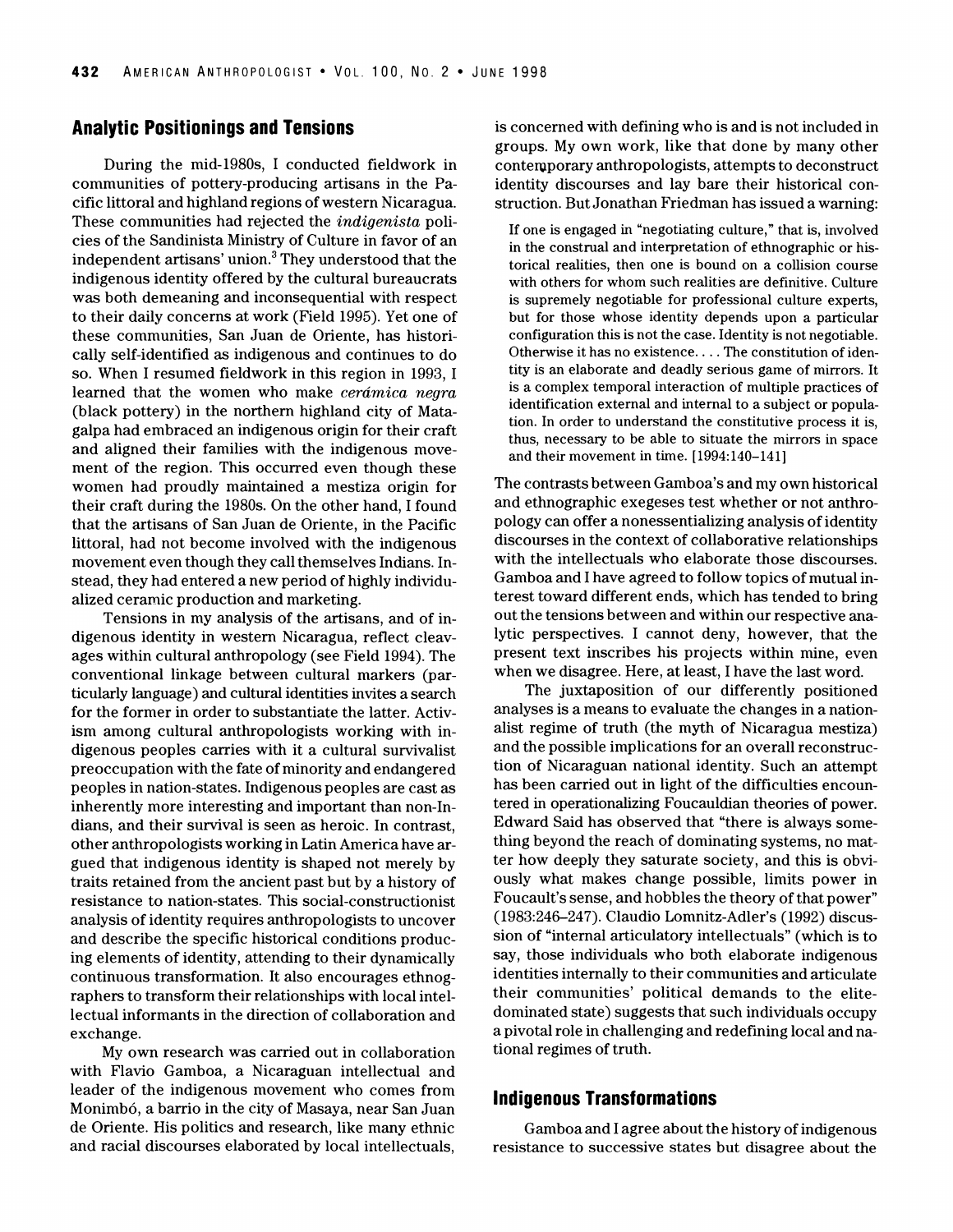## Analytic Positionings and Tensions

During the mid-1980s, I conducted fieldwork in communities of pottery-producing artisans in the Pacific littoral and highland regions of western Nicaragua. These communities had rejected the *indigenista* policies of the Sandinista Ministry of Culture in favor of an independent artisans' union.[3] They understood that the indigenous identity offered by the cultural bureaucrats was both demeaning and inconsequential with respect to their daily concerns at work (Field 1995). Yet one of these communities, San Juan de Oriente, has historically self-identified as indigenous and continues to do so. When I resumed fieldwork in this region in 1993, I learned that the women who make *cerámica negra* (black pottery) in the northern highland city of Matagalpa had embraced an indigenous origin for their craft and aligned their families with the indigenous movement of the region. This occurred even though these women had proudly maintained a mestiza origin for their craft during the 1980s. On the other hand, I found that the artisans of San Juan de Oriente, in the Pacific littoral, had not become involved with the indigenous movement even though they call themselves Indians. Instead, they had entered a new period of highly individualized ceramic production and marketing.

Tensions in my analysis of the artisans, and of indigenous identity in western Nicaragua, reflect cleavages within cultural anthropology (see Field 1994). The conventional linkage between cultural markers (particularly language) and cultural identities invites a search for the former in order to substantiate the latter. Activism among cultural anthropologists working with indigenous peoples carries with it a cultural survivalist preoccupation with the fate of minority and endangered peoples in nation-states. Indigenous peoples are cast as inherently more interesting and important than non-Indians, and their survival is seen as heroic. In contrast, other anthropologists working in Latin America have argued that indigenous identity is shaped not merely by traits retained from the ancient past but by a history of resistance to nation-states. This social-constructionist analysis of identity requires anthropologists to uncover and describe the specific historical conditions producing elements of identity, attending to their dynamically continuous transformation. It also encourages ethnographers to transform their relationships with local intellectual informants in the direction of collaboration and exchange.

My own research was carried out in collaboration with Flavio Gamboa, a Nicaraguan intellectual and leader of the indigenous movement who comes from Monimbó, a barrio in the city of Masaya, near San Juan de Oriente. His politics and research, like many ethnic and racial discourses elaborated by local intellectuals, is concerned with defining who is and is not included in groups. My own work, like that done by many other contemporary anthropologists, attempts to deconstruct identity discourses and lay bare their historical construction. But Jonathan Friedman has issued a warning:

> If one is engaged in "negotiating culture," that is, involved in the construal and interpretation of ethnographic or historical realities, then one is bound on a collision course with others for whom such realities are definitive. Culture is supremely negotiable for professional culture experts, but for those whose identity depends upon a particular configuration this is not the case. Identity is not negotiable. Otherwise it has no existence. . . . The constitution of identity is an elaborate and deadly serious game of mirrors. It is a complex temporal interaction of multiple practices of identification external and internal to a subject or population. In order to understand the constitutive process it is, thus, necessary to be able to situate the mirrors in space and their movement in time. [1994:140–141]

The contrasts between Gamboa's and my own historical and ethnographic exegeses test whether or not anthropology can offer a nonessentializing analysis of identity discourses in the context of collaborative relationships with the intellectuals who elaborate those discourses. Gamboa and I have agreed to follow topics of mutual interest toward different ends, which has tended to bring out the tensions between and within our respective analytic perspectives. I cannot deny, however, that the present text inscribes his projects within mine, even when we disagree. Here, at least, I have the last word.

The juxtaposition of our differently positioned analyses is a means to evaluate the changes in a nationalist regime of truth (the myth of Nicaragua mestiza) and the possible implications for an overall reconstruction of Nicaraguan national identity. Such an attempt has been carried out in light of the difficulties encountered in operationalizing Foucauldian theories of power. Edward Said has observed that "there is always something beyond the reach of dominating systems, no matter how deeply they saturate society, and this is obviously what makes change possible, limits power in Foucault's sense, and hobbles the theory of that power" (1983:246–247). Claudio Lomnitz-Adler's (1992) discussion of "internal articulatory intellectuals" (which is to say, those individuals who both elaborate indigenous identities internally to their communities and articulate their communities' political demands to the elite-dominated state) suggests that such individuals occupy a pivotal role in challenging and redefining local and national regimes of truth.

## Indigenous Transformations

Gamboa and I agree about the history of indigenous resistance to successive states but disagree about the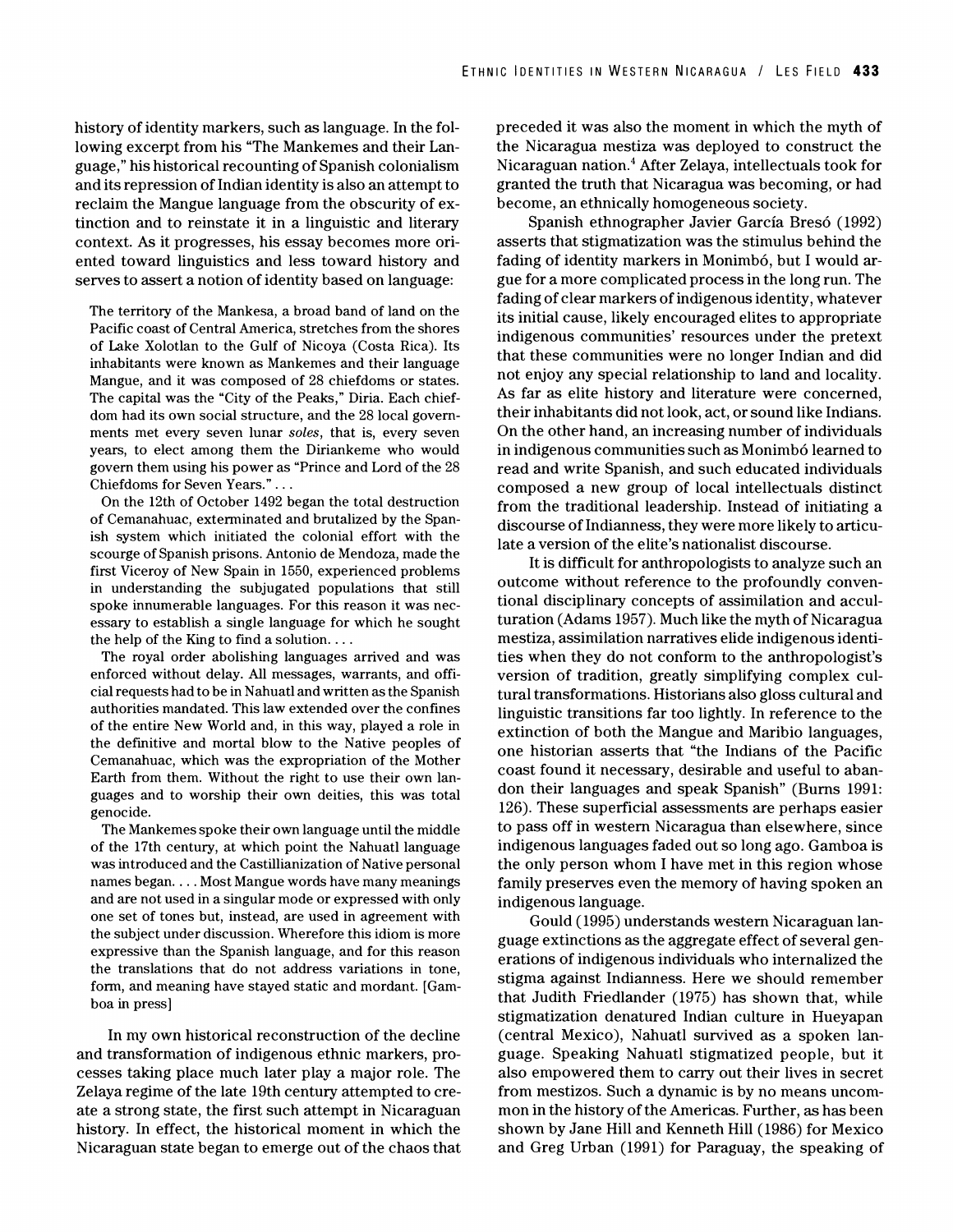history of identity markers, such as language. In the following excerpt from his "The Mankemes and their Language," his historical recounting of Spanish colonialism and its repression of Indian identity is also an attempt to reclaim the Mangue language from the obscurity of extinction and to reinstate it in a linguistic and literary context. As it progresses, his essay becomes more oriented toward linguistics and less toward history and serves to assert a notion of identity based on language:

> The territory of the Mankesa, a broad band of land on the Pacific coast of Central America, stretches from the shores of Lake Xolotlan to the Gulf of Nicoya (Costa Rica). Its inhabitants were known as Mankemes and their language Mangue, and it was composed of 28 chiefdoms or states. The capital was the "City of the Peaks," Diria. Each chiefdom had its own social structure, and the 28 local governments met every seven lunar *soles*, that is, every seven years, to elect among them the Diriankeme who would govern them using his power as "Prince and Lord of the 28 Chiefdoms for Seven Years." . . .
>
> On the 12th of October 1492 began the total destruction of Cemanahuac, exterminated and brutalized by the Spanish system which initiated the colonial effort with the scourge of Spanish prisons. Antonio de Mendoza, made the first Viceroy of New Spain in 1550, experienced problems in understanding the subjugated populations that still spoke innumerable languages. For this reason it was necessary to establish a single language for which he sought the help of the King to find a solution. . . .
>
> The royal order abolishing languages arrived and was enforced without delay. All messages, warrants, and official requests had to be in Nahuatl and written as the Spanish authorities mandated. This law extended over the confines of the entire New World and, in this way, played a role in the definitive and mortal blow to the Native peoples of Cemanahuac, which was the expropriation of the Mother Earth from them. Without the right to use their own languages and to worship their own deities, this was total genocide.
>
> The Mankemes spoke their own language until the middle of the 17th century, at which point the Nahuatl language was introduced and the Castillianization of Native personal names began. . . . Most Mangue words have many meanings and are not used in a singular mode or expressed with only one set of tones but, instead, are used in agreement with the subject under discussion. Wherefore this idiom is more expressive than the Spanish language, and for this reason the translations that do not address variations in tone, form, and meaning have stayed static and mordant. [Gamboa in press]

In my own historical reconstruction of the decline and transformation of indigenous ethnic markers, processes taking place much later play a major role. The Zelaya regime of the late 19th century attempted to create a strong state, the first such attempt in Nicaraguan history. In effect, the historical moment in which the Nicaraguan state began to emerge out of the chaos that preceded it was also the moment in which the myth of the Nicaragua mestiza was deployed to construct the Nicaraguan nation.[4] After Zelaya, intellectuals took for granted the truth that Nicaragua was becoming, or had become, an ethnically homogeneous society.

Spanish ethnographer Javier García Bresó (1992) asserts that stigmatization was the stimulus behind the fading of identity markers in Monimbó, but I would argue for a more complicated process in the long run. The fading of clear markers of indigenous identity, whatever its initial cause, likely encouraged elites to appropriate indigenous communities' resources under the pretext that these communities were no longer Indian and did not enjoy any special relationship to land and locality. As far as elite history and literature were concerned, their inhabitants did not look, act, or sound like Indians. On the other hand, an increasing number of individuals in indigenous communities such as Monimbó learned to read and write Spanish, and such educated individuals composed a new group of local intellectuals distinct from the traditional leadership. Instead of initiating a discourse of Indianness, they were more likely to articulate a version of the elite's nationalist discourse.

It is difficult for anthropologists to analyze such an outcome without reference to the profoundly conventional disciplinary concepts of assimilation and acculturation (Adams 1957). Much like the myth of Nicaragua mestiza, assimilation narratives elide indigenous identities when they do not conform to the anthropologist's version of tradition, greatly simplifying complex cultural transformations. Historians also gloss cultural and linguistic transitions far too lightly. In reference to the extinction of both the Mangue and Maribio languages, one historian asserts that "the Indians of the Pacific coast found it necessary, desirable and useful to abandon their languages and speak Spanish" (Burns 1991: 126). These superficial assessments are perhaps easier to pass off in western Nicaragua than elsewhere, since indigenous languages faded out so long ago. Gamboa is the only person whom I have met in this region whose family preserves even the memory of having spoken an indigenous language.

Gould (1995) understands western Nicaraguan language extinctions as the aggregate effect of several generations of indigenous individuals who internalized the stigma against Indianness. Here we should remember that Judith Friedlander (1975) has shown that, while stigmatization denatured Indian culture in Hueyapan (central Mexico), Nahuatl survived as a spoken language. Speaking Nahuatl stigmatized people, but it also empowered them to carry out their lives in secret from mestizos. Such a dynamic is by no means uncommon in the history of the Americas. Further, as has been shown by Jane Hill and Kenneth Hill (1986) for Mexico and Greg Urban (1991) for Paraguay, the speaking of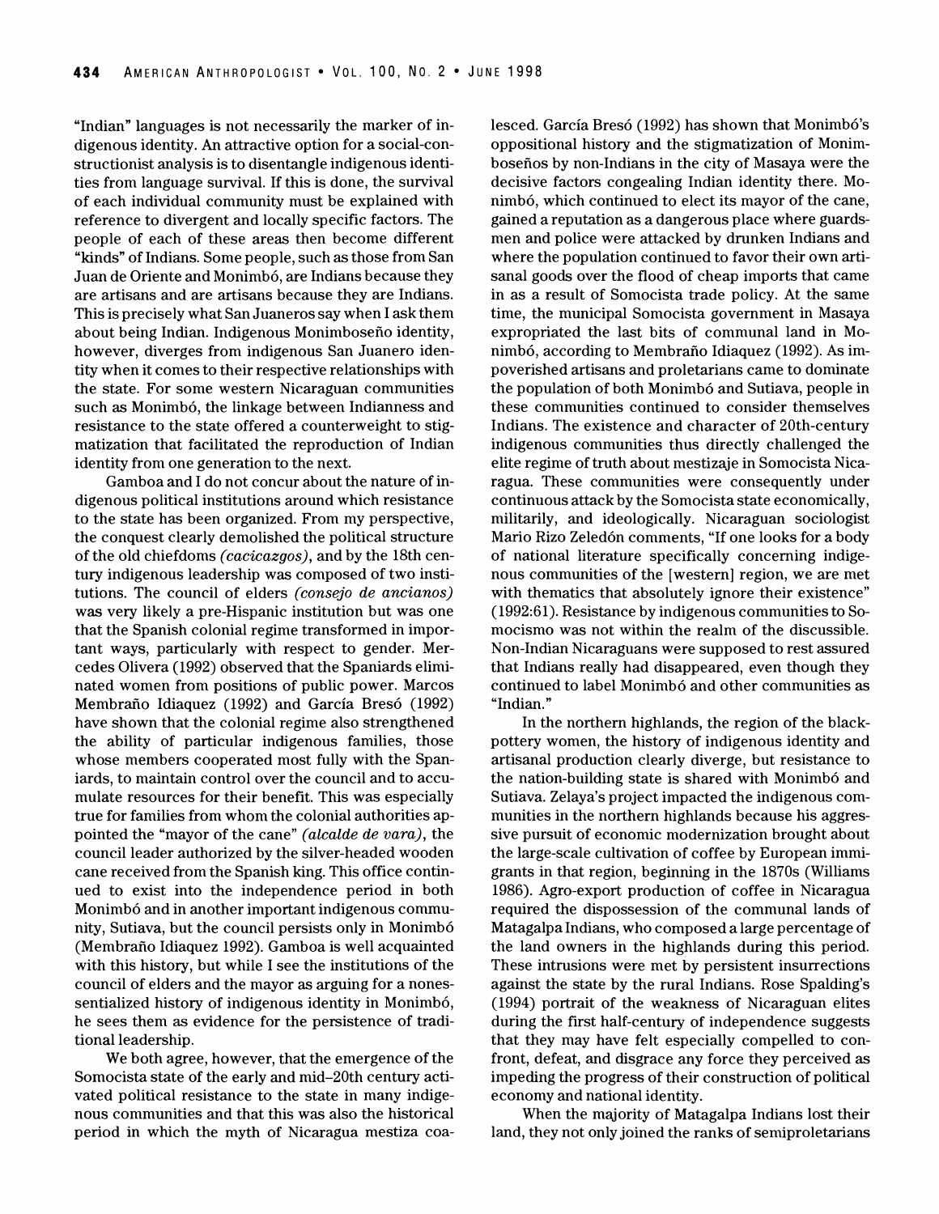"Indian" languages is not necessarily the marker of indigenous identity. An attractive option for a social-constructionist analysis is to disentangle indigenous identities from language survival. If this is done, the survival of each individual community must be explained with reference to divergent and locally specific factors. The people of each of these areas then become different "kinds" of Indians. Some people, such as those from San Juan de Oriente and Monimbó, are Indians because they are artisans and are artisans because they are Indians. This is precisely what San Juaneros say when I ask them about being Indian. Indigenous Monimboseño identity, however, diverges from indigenous San Juanero identity when it comes to their respective relationships with the state. For some western Nicaraguan communities such as Monimbó, the linkage between Indianness and resistance to the state offered a counterweight to stigmatization that facilitated the reproduction of Indian identity from one generation to the next.

Gamboa and I do not concur about the nature of indigenous political institutions around which resistance to the state has been organized. From my perspective, the conquest clearly demolished the political structure of the old chiefdoms *(cacicazgos)*, and by the 18th century indigenous leadership was composed of two institutions. The council of elders *(consejo de ancianos)* was very likely a pre-Hispanic institution but was one that the Spanish colonial regime transformed in important ways, particularly with respect to gender. Mercedes Olivera (1992) observed that the Spaniards eliminated women from positions of public power. Marcos Membraño Idiaquez (1992) and García Bresó (1992) have shown that the colonial regime also strengthened the ability of particular indigenous families, those whose members cooperated most fully with the Spaniards, to maintain control over the council and to accumulate resources for their benefit. This was especially true for families from whom the colonial authorities appointed the "mayor of the cane" *(alcalde de vara)*, the council leader authorized by the silver-headed wooden cane received from the Spanish king. This office continued to exist into the independence period in both Monimbó and in another important indigenous community, Sutiava, but the council persists only in Monimbó (Membraño Idiaquez 1992). Gamboa is well acquainted with this history, but while I see the institutions of the council of elders and the mayor as arguing for a nonessentialized history of indigenous identity in Monimbó, he sees them as evidence for the persistence of traditional leadership.

We both agree, however, that the emergence of the Somocista state of the early and mid–20th century activated political resistance to the state in many indigenous communities and that this was also the historical period in which the myth of Nicaragua mestiza coalesced. García Bresó (1992) has shown that Monimbó's oppositional history and the stigmatization of Monimboseños by non-Indians in the city of Masaya were the decisive factors congealing Indian identity there. Monimbó, which continued to elect its mayor of the cane, gained a reputation as a dangerous place where guardsmen and police were attacked by drunken Indians and where the population continued to favor their own artisanal goods over the flood of cheap imports that came in as a result of Somocista trade policy. At the same time, the municipal Somocista government in Masaya expropriated the last bits of communal land in Monimbó, according to Membraño Idiaquez (1992). As impoverished artisans and proletarians came to dominate the population of both Monimbó and Sutiava, people in these communities continued to consider themselves Indians. The existence and character of 20th-century indigenous communities thus directly challenged the elite regime of truth about mestizaje in Somocista Nicaragua. These communities were consequently under continuous attack by the Somocista state economically, militarily, and ideologically. Nicaraguan sociologist Mario Rizo Zeledón comments, "If one looks for a body of national literature specifically concerning indigenous communities of the [western] region, we are met with thematics that absolutely ignore their existence" (1992:61). Resistance by indigenous communities to Somocismo was not within the realm of the discussible. Non-Indian Nicaraguans were supposed to rest assured that Indians really had disappeared, even though they continued to label Monimbó and other communities as "Indian."

In the northern highlands, the region of the black-pottery women, the history of indigenous identity and artisanal production clearly diverge, but resistance to the nation-building state is shared with Monimbó and Sutiava. Zelaya's project impacted the indigenous communities in the northern highlands because his aggressive pursuit of economic modernization brought about the large-scale cultivation of coffee by European immigrants in that region, beginning in the 1870s (Williams 1986). Agro-export production of coffee in Nicaragua required the dispossession of the communal lands of Matagalpa Indians, who composed a large percentage of the land owners in the highlands during this period. These intrusions were met by persistent insurrections against the state by the rural Indians. Rose Spalding's (1994) portrait of the weakness of Nicaraguan elites during the first half-century of independence suggests that they may have felt especially compelled to confront, defeat, and disgrace any force they perceived as impeding the progress of their construction of political economy and national identity.

When the majority of Matagalpa Indians lost their land, they not only joined the ranks of semiproletarians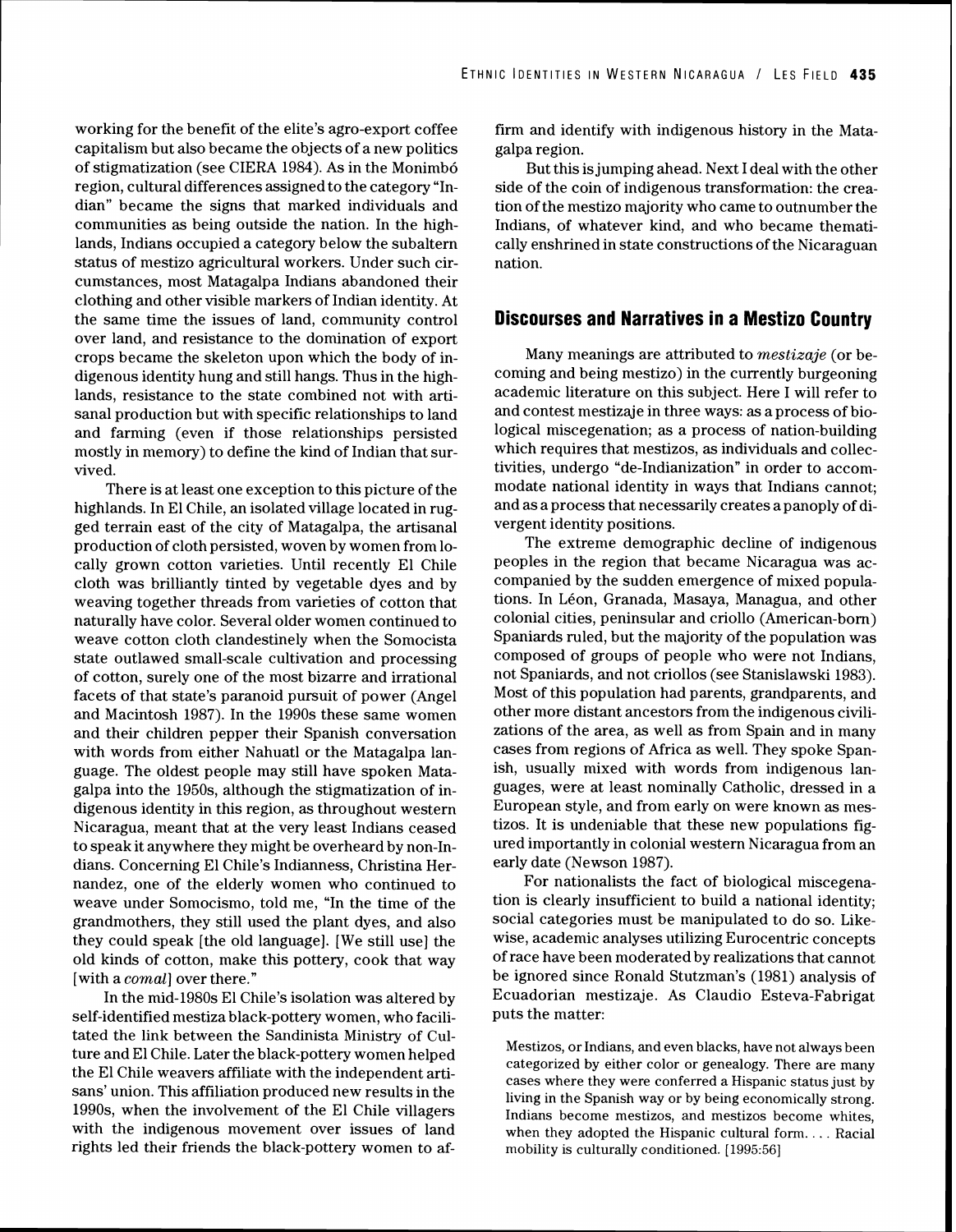working for the benefit of the elite's agro-export coffee capitalism but also became the objects of a new politics of stigmatization (see CIERA 1984). As in the Monimbó region, cultural differences assigned to the category "Indian" became the signs that marked individuals and communities as being outside the nation. In the highlands, Indians occupied a category below the subaltern status of mestizo agricultural workers. Under such circumstances, most Matagalpa Indians abandoned their clothing and other visible markers of Indian identity. At the same time the issues of land, community control over land, and resistance to the domination of export crops became the skeleton upon which the body of indigenous identity hung and still hangs. Thus in the highlands, resistance to the state combined not with artisanal production but with specific relationships to land and farming (even if those relationships persisted mostly in memory) to define the kind of Indian that survived.

There is at least one exception to this picture of the highlands. In El Chile, an isolated village located in rugged terrain east of the city of Matagalpa, the artisanal production of cloth persisted, woven by women from locally grown cotton varieties. Until recently El Chile cloth was brilliantly tinted by vegetable dyes and by weaving together threads from varieties of cotton that naturally have color. Several older women continued to weave cotton cloth clandestinely when the Somocista state outlawed small-scale cultivation and processing of cotton, surely one of the most bizarre and irrational facets of that state's paranoid pursuit of power (Angel and Macintosh 1987). In the 1990s these same women and their children pepper their Spanish conversation with words from either Nahuatl or the Matagalpa language. The oldest people may still have spoken Matagalpa into the 1950s, although the stigmatization of indigenous identity in this region, as throughout western Nicaragua, meant that at the very least Indians ceased to speak it anywhere they might be overheard by non-Indians. Concerning El Chile's Indianness, Christina Hernandez, one of the elderly women who continued to weave under Somocismo, told me, "In the time of the grandmothers, they still used the plant dyes, and also they could speak [the old language]. [We still use] the old kinds of cotton, make this pottery, cook that way [with a *comal*] over there."

In the mid-1980s El Chile's isolation was altered by self-identified mestiza black-pottery women, who facilitated the link between the Sandinista Ministry of Culture and El Chile. Later the black-pottery women helped the El Chile weavers affiliate with the independent artisans' union. This affiliation produced new results in the 1990s, when the involvement of the El Chile villagers with the indigenous movement over issues of land rights led their friends the black-pottery women to affirm and identify with indigenous history in the Matagalpa region.

But this is jumping ahead. Next I deal with the other side of the coin of indigenous transformation: the creation of the mestizo majority who came to outnumber the Indians, of whatever kind, and who became thematically enshrined in state constructions of the Nicaraguan nation.

## Discourses and Narratives in a Mestizo Country

Many meanings are attributed to *mestizaje* (or becoming and being mestizo) in the currently burgeoning academic literature on this subject. Here I will refer to and contest mestizaje in three ways: as a process of biological miscegenation; as a process of nation-building which requires that mestizos, as individuals and collectivities, undergo "de-Indianization" in order to accommodate national identity in ways that Indians cannot; and as a process that necessarily creates a panoply of divergent identity positions.

The extreme demographic decline of indigenous peoples in the region that became Nicaragua was accompanied by the sudden emergence of mixed populations. In Léon, Granada, Masaya, Managua, and other colonial cities, peninsular and criollo (American-born) Spaniards ruled, but the majority of the population was composed of groups of people who were not Indians, not Spaniards, and not criollos (see Stanislawski 1983). Most of this population had parents, grandparents, and other more distant ancestors from the indigenous civilizations of the area, as well as from Spain and in many cases from regions of Africa as well. They spoke Spanish, usually mixed with words from indigenous languages, were at least nominally Catholic, dressed in a European style, and from early on were known as mestizos. It is undeniable that these new populations figured importantly in colonial western Nicaragua from an early date (Newson 1987).

For nationalists the fact of biological miscegenation is clearly insufficient to build a national identity; social categories must be manipulated to do so. Likewise, academic analyses utilizing Eurocentric concepts of race have been moderated by realizations that cannot be ignored since Ronald Stutzman's (1981) analysis of Ecuadorian mestizaje. As Claudio Esteva-Fabrigat puts the matter:

> Mestizos, or Indians, and even blacks, have not always been categorized by either color or genealogy. There are many cases where they were conferred a Hispanic status just by living in the Spanish way or by being economically strong. Indians become mestizos, and mestizos become whites, when they adopted the Hispanic cultural form. . . . Racial mobility is culturally conditioned. [1995:56]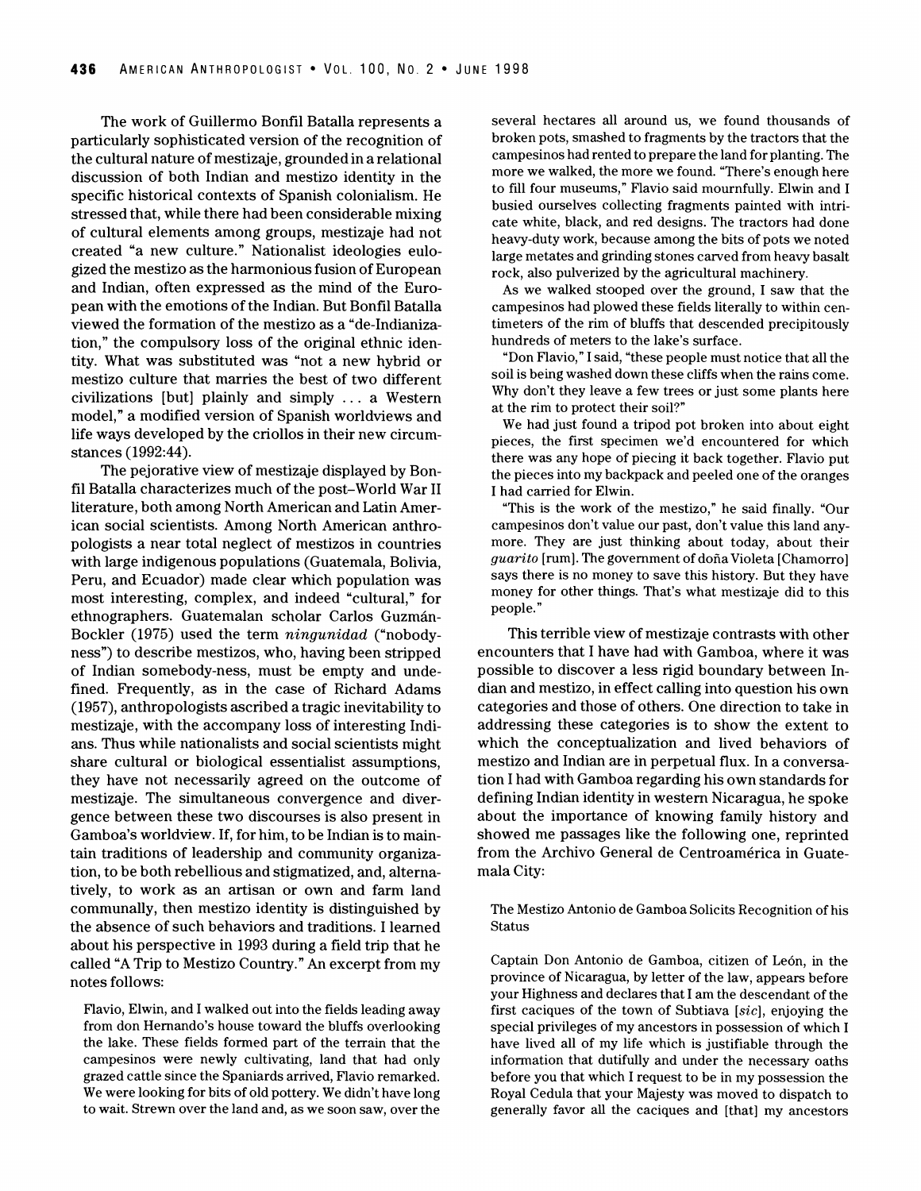The work of Guillermo Bonfil Batalla represents a particularly sophisticated version of the recognition of the cultural nature of mestizaje, grounded in a relational discussion of both Indian and mestizo identity in the specific historical contexts of Spanish colonialism. He stressed that, while there had been considerable mixing of cultural elements among groups, mestizaje had not created "a new culture." Nationalist ideologies eulogized the mestizo as the harmonious fusion of European and Indian, often expressed as the mind of the European with the emotions of the Indian. But Bonfil Batalla viewed the formation of the mestizo as a "de-Indianization," the compulsory loss of the original ethnic identity. What was substituted was "not a new hybrid or mestizo culture that marries the best of two different civilizations [but] plainly and simply . . . a Western model," a modified version of Spanish worldviews and life ways developed by the criollos in their new circumstances (1992:44).

The pejorative view of mestizaje displayed by Bonfil Batalla characterizes much of the post–World War II literature, both among North American and Latin American social scientists. Among North American anthropologists a near total neglect of mestizos in countries with large indigenous populations (Guatemala, Bolivia, Peru, and Ecuador) made clear which population was most interesting, complex, and indeed "cultural," for ethnographers. Guatemalan scholar Carlos Guzmán-Bockler (1975) used the term *ningunidad* ("nobodyness") to describe mestizos, who, having been stripped of Indian somebody-ness, must be empty and undefined. Frequently, as in the case of Richard Adams (1957), anthropologists ascribed a tragic inevitability to mestizaje, with the accompany loss of interesting Indians. Thus while nationalists and social scientists might share cultural or biological essentialist assumptions, they have not necessarily agreed on the outcome of mestizaje. The simultaneous convergence and divergence between these two discourses is also present in Gamboa's worldview. If, for him, to be Indian is to maintain traditions of leadership and community organization, to be both rebellious and stigmatized, and, alternatively, to work as an artisan or own and farm land communally, then mestizo identity is distinguished by the absence of such behaviors and traditions. I learned about his perspective in 1993 during a field trip that he called "A Trip to Mestizo Country." An excerpt from my notes follows:

> Flavio, Elwin, and I walked out into the fields leading away from don Hernando's house toward the bluffs overlooking the lake. These fields formed part of the terrain that the campesinos were newly cultivating, land that had only grazed cattle since the Spaniards arrived, Flavio remarked. We were looking for bits of old pottery. We didn't have long to wait. Strewn over the land and, as we soon saw, over the several hectares all around us, we found thousands of broken pots, smashed to fragments by the tractors that the campesinos had rented to prepare the land for planting. The more we walked, the more we found. "There's enough here to fill four museums," Flavio said mournfully. Elwin and I busied ourselves collecting fragments painted with intricate white, black, and red designs. The tractors had done heavy-duty work, because among the bits of pots we noted large metates and grinding stones carved from heavy basalt rock, also pulverized by the agricultural machinery.
>
> As we walked stooped over the ground, I saw that the campesinos had plowed these fields literally to within centimeters of the rim of bluffs that descended precipitously hundreds of meters to the lake's surface.
>
> "Don Flavio," I said, "these people must notice that all the soil is being washed down these cliffs when the rains come. Why don't they leave a few trees or just some plants here at the rim to protect their soil?"
>
> We had just found a tripod pot broken into about eight pieces, the first specimen we'd encountered for which there was any hope of piecing it back together. Flavio put the pieces into my backpack and peeled one of the oranges I had carried for Elwin.
>
> "This is the work of the mestizo," he said finally. "Our campesinos don't value our past, don't value this land anymore. They are just thinking about today, about their *guarito* [rum]. The government of doña Violeta [Chamorro] says there is no money to save this history. But they have money for other things. That's what mestizaje did to this people."

This terrible view of mestizaje contrasts with other encounters that I have had with Gamboa, where it was possible to discover a less rigid boundary between Indian and mestizo, in effect calling into question his own categories and those of others. One direction to take in addressing these categories is to show the extent to which the conceptualization and lived behaviors of mestizo and Indian are in perpetual flux. In a conversation I had with Gamboa regarding his own standards for defining Indian identity in western Nicaragua, he spoke about the importance of knowing family history and showed me passages like the following one, reprinted from the Archivo General de Centroamérica in Guatemala City:

> The Mestizo Antonio de Gamboa Solicits Recognition of his Status
>
> Captain Don Antonio de Gamboa, citizen of León, in the province of Nicaragua, by letter of the law, appears before your Highness and declares that I am the descendant of the first caciques of the town of Subtiava [*sic*], enjoying the special privileges of my ancestors in possession of which I have lived all of my life which is justifiable through the information that dutifully and under the necessary oaths before you that which I request to be in my possession the Royal Cedula that your Majesty was moved to dispatch to generally favor all the caciques and [that] my ancestors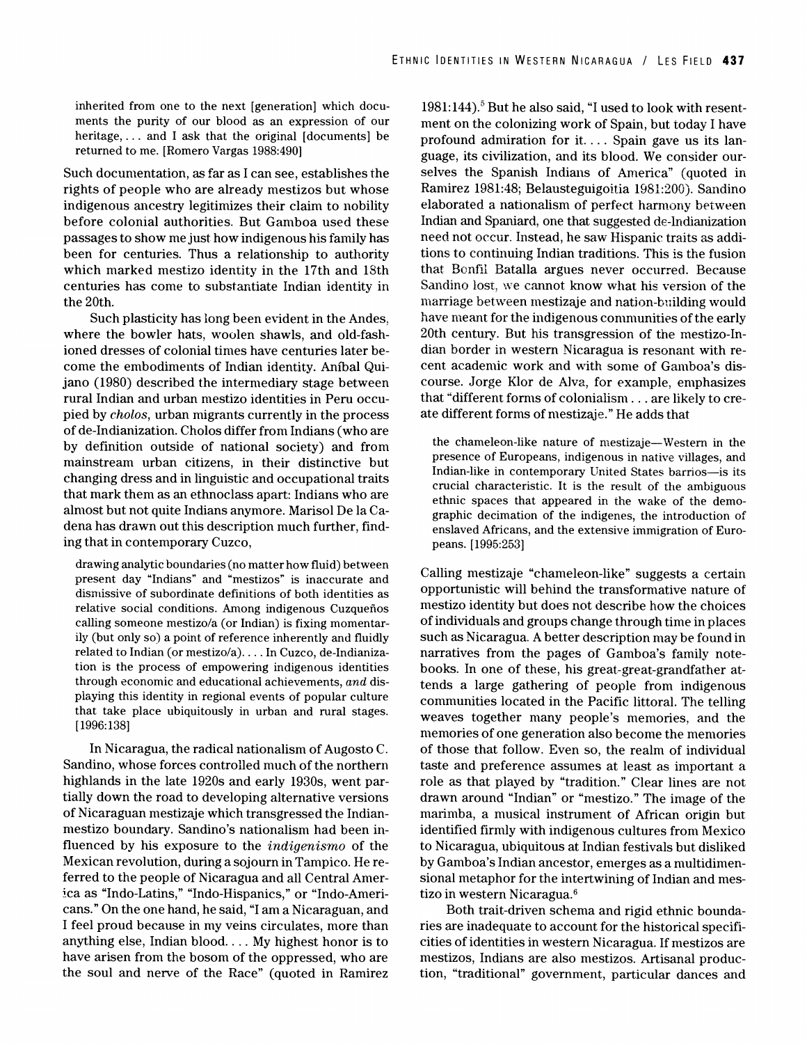inherited from one to the next [generation] which documents the purity of our blood as an expression of our heritage, . . . and I ask that the original [documents] be returned to me. [Romero Vargas 1988:490]

Such documentation, as far as I can see, establishes the rights of people who are already mestizos but whose indigenous ancestry legitimizes their claim to nobility before colonial authorities. But Gamboa used these passages to show me just how indigenous his family has been for centuries. Thus a relationship to authority which marked mestizo identity in the 17th and 18th centuries has come to substantiate Indian identity in the 20th.

Such plasticity has long been evident in the Andes, where the bowler hats, woolen shawls, and old-fashioned dresses of colonial times have centuries later become the embodiments of Indian identity. Aníbal Quijano (1980) described the intermediary stage between rural Indian and urban mestizo identities in Peru occupied by *cholos*, urban migrants currently in the process of de-Indianization. Cholos differ from Indians (who are by definition outside of national society) and from mainstream urban citizens, in their distinctive but changing dress and in linguistic and occupational traits that mark them as an ethnoclass apart: Indians who are almost but not quite Indians anymore. Marisol De la Cadena has drawn out this description much further, finding that in contemporary Cuzco,

> drawing analytic boundaries (no matter how fluid) between present day "Indians" and "mestizos" is inaccurate and dismissive of subordinate definitions of both identities as relative social conditions. Among indigenous Cuzqueños calling someone mestizo/a (or Indian) is fixing momentarily (but only so) a point of reference inherently and fluidly related to Indian (or mestizo/a). . . . In Cuzco, de-Indianization is the process of empowering indigenous identities through economic and educational achievements, *and* displaying this identity in regional events of popular culture that take place ubiquitously in urban and rural stages. [1996:138]

In Nicaragua, the radical nationalism of Augosto C. Sandino, whose forces controlled much of the northern highlands in the late 1920s and early 1930s, went partially down the road to developing alternative versions of Nicaraguan mestizaje which transgressed the Indian-mestizo boundary. Sandino's nationalism had been influenced by his exposure to the *indigenismo* of the Mexican revolution, during a sojourn in Tampico. He referred to the people of Nicaragua and all Central America as "Indo-Latins," "Indo-Hispanics," or "Indo-Americans." On the one hand, he said, "I am a Nicaraguan, and I feel proud because in my veins circulates, more than anything else, Indian blood. . . . My highest honor is to have arisen from the bosom of the oppressed, who are the soul and nerve of the Race" (quoted in Ramirez 1981:144).[5] But he also said, "I used to look with resentment on the colonizing work of Spain, but today I have profound admiration for it. . . . Spain gave us its language, its civilization, and its blood. We consider ourselves the Spanish Indians of America" (quoted in Ramirez 1981:48; Belausteguigoitia 1981:200). Sandino elaborated a nationalism of perfect harmony between Indian and Spaniard, one that suggested de-Indianization need not occur. Instead, he saw Hispanic traits as additions to continuing Indian traditions. This is the fusion that Bonfil Batalla argues never occurred. Because Sandino lost, we cannot know what his version of the marriage between mestizaje and nation-building would have meant for the indigenous communities of the early 20th century. But his transgression of the mestizo-Indian border in western Nicaragua is resonant with recent academic work and with some of Gamboa's discourse. Jorge Klor de Alva, for example, emphasizes that "different forms of colonialism . . . are likely to create different forms of mestizaje." He adds that

> the chameleon-like nature of mestizaje—Western in the presence of Europeans, indigenous in native villages, and Indian-like in contemporary United States barrios—is its crucial characteristic. It is the result of the ambiguous ethnic spaces that appeared in the wake of the demographic decimation of the indigenes, the introduction of enslaved Africans, and the extensive immigration of Europeans. [1995:253]

Calling mestizaje "chameleon-like" suggests a certain opportunistic will behind the transformative nature of mestizo identity but does not describe how the choices of individuals and groups change through time in places such as Nicaragua. A better description may be found in narratives from the pages of Gamboa's family notebooks. In one of these, his great-great-grandfather attends a large gathering of people from indigenous communities located in the Pacific littoral. The telling weaves together many people's memories, and the memories of one generation also become the memories of those that follow. Even so, the realm of individual taste and preference assumes at least as important a role as that played by "tradition." Clear lines are not drawn around "Indian" or "mestizo." The image of the marimba, a musical instrument of African origin but identified firmly with indigenous cultures from Mexico to Nicaragua, ubiquitous at Indian festivals but disliked by Gamboa's Indian ancestor, emerges as a multidimensional metaphor for the intertwining of Indian and mestizo in western Nicaragua.[6]

Both trait-driven schema and rigid ethnic boundaries are inadequate to account for the historical specificities of identities in western Nicaragua. If mestizos are mestizos, Indians are also mestizos. Artisanal production, "traditional" government, particular dances and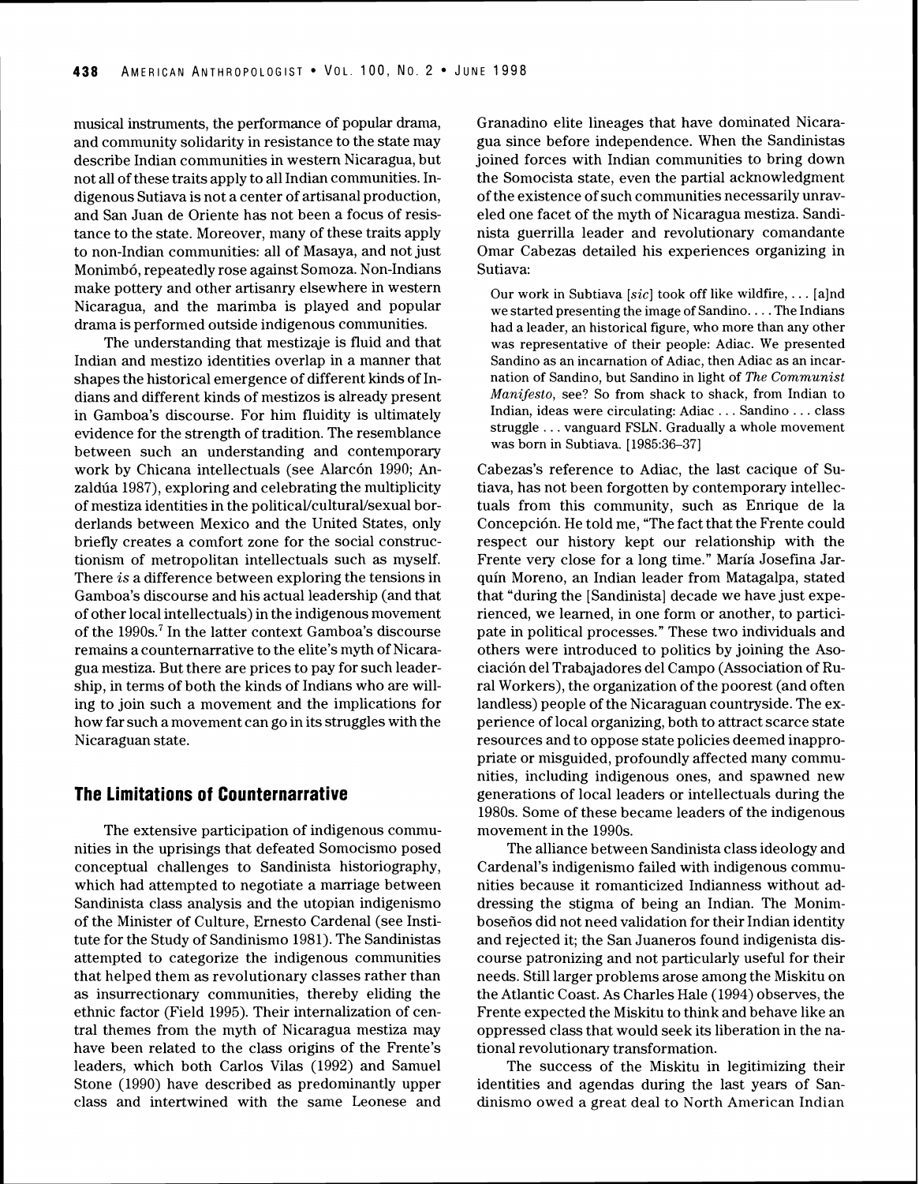musical instruments, the performance of popular drama, and community solidarity in resistance to the state may describe Indian communities in western Nicaragua, but not all of these traits apply to all Indian communities. Indigenous Sutiava is not a center of artisanal production, and San Juan de Oriente has not been a focus of resistance to the state. Moreover, many of these traits apply to non-Indian communities: all of Masaya, and not just Monimbó, repeatedly rose against Somoza. Non-Indians make pottery and other artisanry elsewhere in western Nicaragua, and the marimba is played and popular drama is performed outside indigenous communities.

The understanding that mestizaje is fluid and that Indian and mestizo identities overlap in a manner that shapes the historical emergence of different kinds of Indians and different kinds of mestizos is already present in Gamboa's discourse. For him fluidity is ultimately evidence for the strength of tradition. The resemblance between such an understanding and contemporary work by Chicana intellectuals (see Alarcón 1990; Anzaldúa 1987), exploring and celebrating the multiplicity of mestiza identities in the political/cultural/sexual borderlands between Mexico and the United States, only briefly creates a comfort zone for the social constructionism of metropolitan intellectuals such as myself. There *is* a difference between exploring the tensions in Gamboa's discourse and his actual leadership (and that of other local intellectuals) in the indigenous movement of the 1990s.[7] In the latter context Gamboa's discourse remains a counternarrative to the elite's myth of Nicaragua mestiza. But there are prices to pay for such leadership, in terms of both the kinds of Indians who are willing to join such a movement and the implications for how far such a movement can go in its struggles with the Nicaraguan state.

## The Limitations of Counternarrative

The extensive participation of indigenous communities in the uprisings that defeated Somocismo posed conceptual challenges to Sandinista historiography, which had attempted to negotiate a marriage between Sandinista class analysis and the utopian indigenismo of the Minister of Culture, Ernesto Cardenal (see Institute for the Study of Sandinismo 1981). The Sandinistas attempted to categorize the indigenous communities that helped them as revolutionary classes rather than as insurrectionary communities, thereby eliding the ethnic factor (Field 1995). Their internalization of central themes from the myth of Nicaragua mestiza may have been related to the class origins of the Frente's leaders, which both Carlos Vilas (1992) and Samuel Stone (1990) have described as predominantly upper class and intertwined with the same Leonese and Granadino elite lineages that have dominated Nicaragua since before independence. When the Sandinistas joined forces with Indian communities to bring down the Somocista state, even the partial acknowledgment of the existence of such communities necessarily unraveled one facet of the myth of Nicaragua mestiza. Sandinista guerrilla leader and revolutionary comandante Omar Cabezas detailed his experiences organizing in Sutiava:

> Our work in Subtiava [*sic*] took off like wildfire, . . . [a]nd we started presenting the image of Sandino. . . . The Indians had a leader, an historical figure, who more than any other was representative of their people: Adiac. We presented Sandino as an incarnation of Adiac, then Adiac as an incarnation of Sandino, but Sandino in light of *The Communist Manifesto*, see? So from shack to shack, from Indian to Indian, ideas were circulating: Adiac . . . Sandino . . . class struggle . . . vanguard FSLN. Gradually a whole movement was born in Subtiava. [1985:36–37]

Cabezas's reference to Adiac, the last cacique of Sutiava, has not been forgotten by contemporary intellectuals from this community, such as Enrique de la Concepción. He told me, "The fact that the Frente could respect our history kept our relationship with the Frente very close for a long time." María Josefina Jarquín Moreno, an Indian leader from Matagalpa, stated that "during the [Sandinista] decade we have just experienced, we learned, in one form or another, to participate in political processes." These two individuals and others were introduced to politics by joining the Asociación del Trabajadores del Campo (Association of Rural Workers), the organization of the poorest (and often landless) people of the Nicaraguan countryside. The experience of local organizing, both to attract scarce state resources and to oppose state policies deemed inappropriate or misguided, profoundly affected many communities, including indigenous ones, and spawned new generations of local leaders or intellectuals during the 1980s. Some of these became leaders of the indigenous movement in the 1990s.

The alliance between Sandinista class ideology and Cardenal's indigenismo failed with indigenous communities because it romanticized Indianness without addressing the stigma of being an Indian. The Monimboseños did not need validation for their Indian identity and rejected it; the San Juaneros found indigenista discourse patronizing and not particularly useful for their needs. Still larger problems arose among the Miskitu on the Atlantic Coast. As Charles Hale (1994) observes, the Frente expected the Miskitu to think and behave like an oppressed class that would seek its liberation in the national revolutionary transformation.

The success of the Miskitu in legitimizing their identities and agendas during the last years of Sandinismo owed a great deal to North American Indian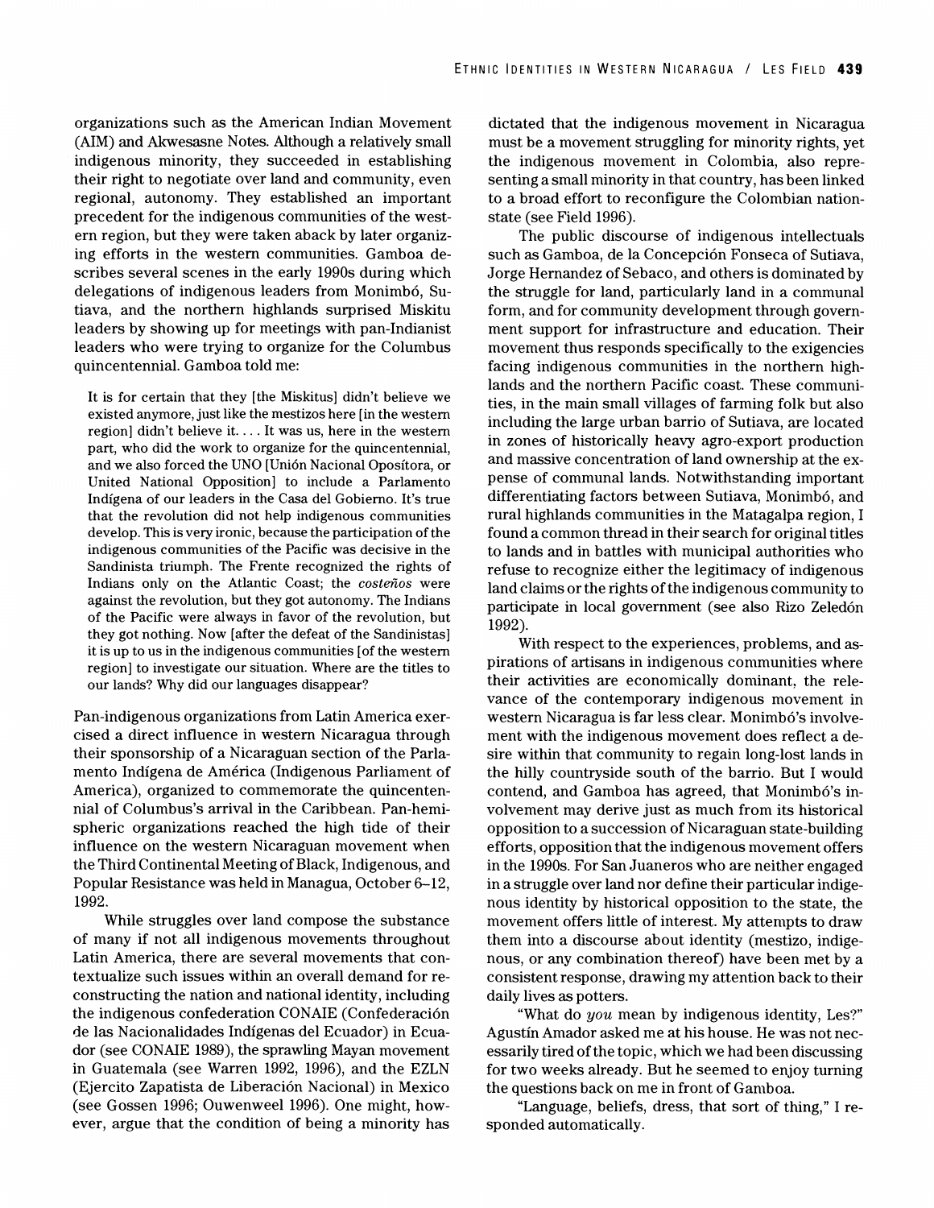organizations such as the American Indian Movement (AIM) and Akwesasne Notes. Although a relatively small indigenous minority, they succeeded in establishing their right to negotiate over land and community, even regional, autonomy. They established an important precedent for the indigenous communities of the western region, but they were taken aback by later organizing efforts in the western communities. Gamboa describes several scenes in the early 1990s during which delegations of indigenous leaders from Monimbó, Sutiava, and the northern highlands surprised Miskitu leaders by showing up for meetings with pan-Indianist leaders who were trying to organize for the Columbus quincentennial. Gamboa told me:

> It is for certain that they [the Miskitus] didn't believe we existed anymore, just like the mestizos here [in the western region] didn't believe it. . . . It was us, here in the western part, who did the work to organize for the quincentennial, and we also forced the UNO [Unión Nacional Opositora, or United National Opposition] to include a Parlamento Indígena of our leaders in the Casa del Gobierno. It's true that the revolution did not help indigenous communities develop. This is very ironic, because the participation of the indigenous communities of the Pacific was decisive in the Sandinista triumph. The Frente recognized the rights of Indians only on the Atlantic Coast; the *costeños* were against the revolution, but they got autonomy. The Indians of the Pacific were always in favor of the revolution, but they got nothing. Now [after the defeat of the Sandinistas] it is up to us in the indigenous communities [of the western region] to investigate our situation. Where are the titles to our lands? Why did our languages disappear?

Pan-indigenous organizations from Latin America exercised a direct influence in western Nicaragua through their sponsorship of a Nicaraguan section of the Parlamento Indígena de América (Indigenous Parliament of America), organized to commemorate the quincentennial of Columbus's arrival in the Caribbean. Pan-hemispheric organizations reached the high tide of their influence on the western Nicaraguan movement when the Third Continental Meeting of Black, Indigenous, and Popular Resistance was held in Managua, October 6–12, 1992.

While struggles over land compose the substance of many if not all indigenous movements throughout Latin America, there are several movements that contextualize such issues within an overall demand for reconstructing the nation and national identity, including the indigenous confederation CONAIE (Confederación de las Nacionalidades Indígenas del Ecuador) in Ecuador (see CONAIE 1989), the sprawling Mayan movement in Guatemala (see Warren 1992, 1996), and the EZLN (Ejercito Zapatista de Liberación Nacional) in Mexico (see Gossen 1996; Ouwenweel 1996). One might, however, argue that the condition of being a minority has dictated that the indigenous movement in Nicaragua must be a movement struggling for minority rights, yet the indigenous movement in Colombia, also representing a small minority in that country, has been linked to a broad effort to reconfigure the Colombian nation-state (see Field 1996).

The public discourse of indigenous intellectuals such as Gamboa, de la Concepción Fonseca of Sutiava, Jorge Hernandez of Sebaco, and others is dominated by the struggle for land, particularly land in a communal form, and for community development through government support for infrastructure and education. Their movement thus responds specifically to the exigencies facing indigenous communities in the northern highlands and the northern Pacific coast. These communities, in the main small villages of farming folk but also including the large urban barrio of Sutiava, are located in zones of historically heavy agro-export production and massive concentration of land ownership at the expense of communal lands. Notwithstanding important differentiating factors between Sutiava, Monimbó, and rural highlands communities in the Matagalpa region, I found a common thread in their search for original titles to lands and in battles with municipal authorities who refuse to recognize either the legitimacy of indigenous land claims or the rights of the indigenous community to participate in local government (see also Rizo Zeledón 1992).

With respect to the experiences, problems, and aspirations of artisans in indigenous communities where their activities are economically dominant, the relevance of the contemporary indigenous movement in western Nicaragua is far less clear. Monimbó's involvement with the indigenous movement does reflect a desire within that community to regain long-lost lands in the hilly countryside south of the barrio. But I would contend, and Gamboa has agreed, that Monimbó's involvement may derive just as much from its historical opposition to a succession of Nicaraguan state-building efforts, opposition that the indigenous movement offers in the 1990s. For San Juaneros who are neither engaged in a struggle over land nor define their particular indigenous identity by historical opposition to the state, the movement offers little of interest. My attempts to draw them into a discourse about identity (mestizo, indigenous, or any combination thereof) have been met by a consistent response, drawing my attention back to their daily lives as potters.

"What do *you* mean by indigenous identity, Les?" Agustín Amador asked me at his house. He was not necessarily tired of the topic, which we had been discussing for two weeks already. But he seemed to enjoy turning the questions back on me in front of Gamboa.

"Language, beliefs, dress, that sort of thing," I responded automatically.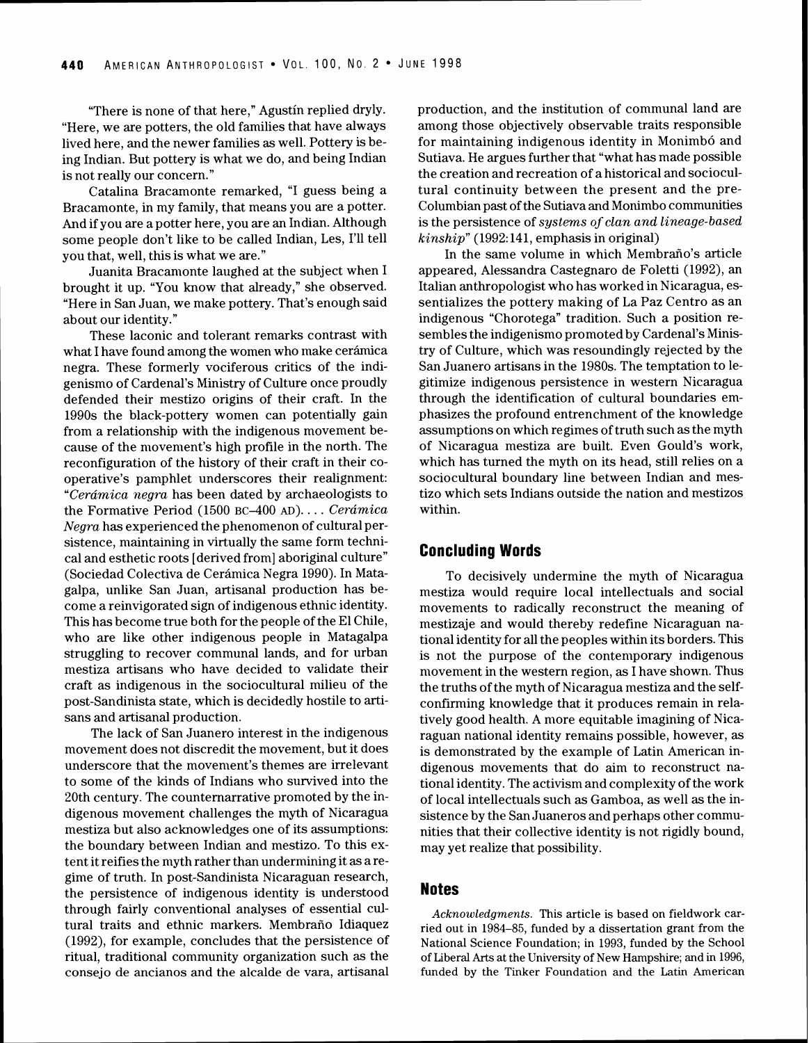"There is none of that here," Agustín replied dryly. "Here, we are potters, the old families that have always lived here, and the newer families as well. Pottery is being Indian. But pottery is what we do, and being Indian is not really our concern."

Catalina Bracamonte remarked, "I guess being a Bracamonte, in my family, that means you are a potter. And if you are a potter here, you are an Indian. Although some people don't like to be called Indian, Les, I'll tell you that, well, this is what we are."

Juanita Bracamonte laughed at the subject when I brought it up. "You know that already," she observed. "Here in San Juan, we make pottery. That's enough said about our identity."

These laconic and tolerant remarks contrast with what I have found among the women who make cerámica negra. These formerly vociferous critics of the indigenismo of Cardenal's Ministry of Culture once proudly defended their mestizo origins of their craft. In the 1990s the black-pottery women can potentially gain from a relationship with the indigenous movement because of the movement's high profile in the north. The reconfiguration of the history of their craft in their cooperative's pamphlet underscores their realignment: "*Cerámica negra* has been dated by archaeologists to the Formative Period (1500 BC–400 AD).... *Cerámica Negra* has experienced the phenomenon of cultural persistence, maintaining in virtually the same form technical and esthetic roots [derived from] aboriginal culture" (Sociedad Colectiva de Cerámica Negra 1990). In Matagalpa, unlike San Juan, artisanal production has become a reinvigorated sign of indigenous ethnic identity. This has become true both for the people of the El Chile, who are like other indigenous people in Matagalpa struggling to recover communal lands, and for urban mestiza artisans who have decided to validate their craft as indigenous in the sociocultural milieu of the post-Sandinista state, which is decidedly hostile to artisans and artisanal production.

The lack of San Juanero interest in the indigenous movement does not discredit the movement, but it does underscore that the movement's themes are irrelevant to some of the kinds of Indians who survived into the 20th century. The counternarrative promoted by the indigenous movement challenges the myth of Nicaragua mestiza but also acknowledges one of its assumptions: the boundary between Indian and mestizo. To this extent it reifies the myth rather than undermining it as a regime of truth. In post-Sandinista Nicaraguan research, the persistence of indigenous identity is understood through fairly conventional analyses of essential cultural traits and ethnic markers. Membraño Idiaquez (1992), for example, concludes that the persistence of ritual, traditional community organization such as the consejo de ancianos and the alcalde de vara, artisanal production, and the institution of communal land are among those objectively observable traits responsible for maintaining indigenous identity in Monimbó and Sutiava. He argues further that "what has made possible the creation and recreation of a historical and sociocultural continuity between the present and the pre-Columbian past of the Sutiava and Monimbo communities is the persistence of *systems of clan and lineage-based kinship*" (1992:141, emphasis in original)

In the same volume in which Membraño's article appeared, Alessandra Castegnaro de Foletti (1992), an Italian anthropologist who has worked in Nicaragua, essentializes the pottery making of La Paz Centro as an indigenous "Chorotega" tradition. Such a position resembles the indigenismo promoted by Cardenal's Ministry of Culture, which was resoundingly rejected by the San Juanero artisans in the 1980s. The temptation to legitimize indigenous persistence in western Nicaragua through the identification of cultural boundaries emphasizes the profound entrenchment of the knowledge assumptions on which regimes of truth such as the myth of Nicaragua mestiza are built. Even Gould's work, which has turned the myth on its head, still relies on a sociocultural boundary line between Indian and mestizo which sets Indians outside the nation and mestizos within.

## Concluding Words

To decisively undermine the myth of Nicaragua mestiza would require local intellectuals and social movements to radically reconstruct the meaning of mestizaje and would thereby redefine Nicaraguan national identity for all the peoples within its borders. This is not the purpose of the contemporary indigenous movement in the western region, as I have shown. Thus the truths of the myth of Nicaragua mestiza and the self-confirming knowledge that it produces remain in relatively good health. A more equitable imagining of Nicaraguan national identity remains possible, however, as is demonstrated by the example of Latin American indigenous movements that do aim to reconstruct national identity. The activism and complexity of the work of local intellectuals such as Gamboa, as well as the insistence by the San Juaneros and perhaps other communities that their collective identity is not rigidly bound, may yet realize that possibility.

## Notes

*Acknowledgments.* This article is based on fieldwork carried out in 1984–85, funded by a dissertation grant from the National Science Foundation; in 1993, funded by the School of Liberal Arts at the University of New Hampshire; and in 1996, funded by the Tinker Foundation and the Latin American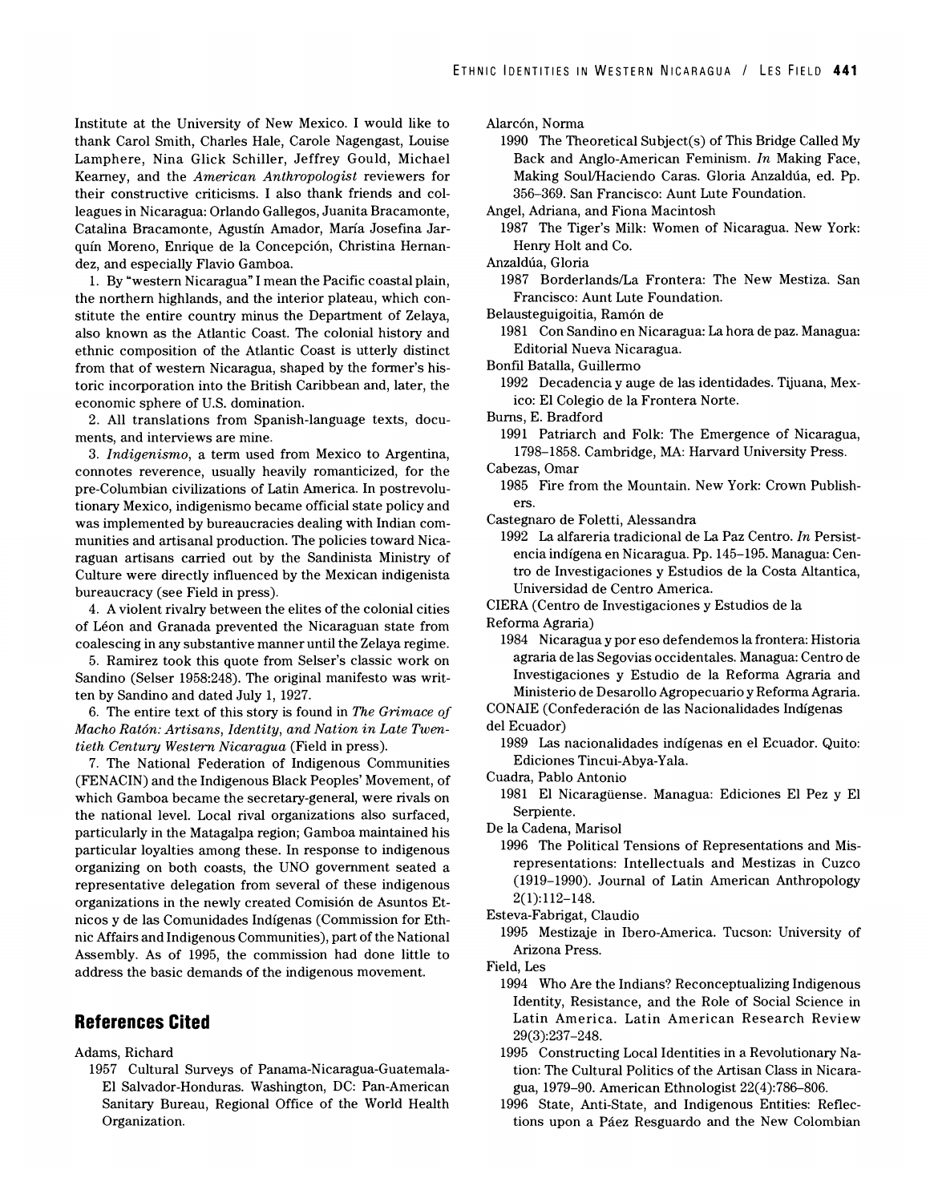Institute at the University of New Mexico. I would like to thank Carol Smith, Charles Hale, Carole Nagengast, Louise Lamphere, Nina Glick Schiller, Jeffrey Gould, Michael Kearney, and the *American Anthropologist* reviewers for their constructive criticisms. I also thank friends and colleagues in Nicaragua: Orlando Gallegos, Juanita Bracamonte, Catalina Bracamonte, Agustín Amador, María Josefina Jarquín Moreno, Enrique de la Concepción, Christina Hernandez, and especially Flavio Gamboa.

1. By "western Nicaragua" I mean the Pacific coastal plain, the northern highlands, and the interior plateau, which constitute the entire country minus the Department of Zelaya, also known as the Atlantic Coast. The colonial history and ethnic composition of the Atlantic Coast is utterly distinct from that of western Nicaragua, shaped by the former's historic incorporation into the British Caribbean and, later, the economic sphere of U.S. domination.

2. All translations from Spanish-language texts, documents, and interviews are mine.

3. *Indigenismo*, a term used from Mexico to Argentina, connotes reverence, usually heavily romanticized, for the pre-Columbian civilizations of Latin America. In postrevolutionary Mexico, indigenismo became official state policy and was implemented by bureaucracies dealing with Indian communities and artisanal production. The policies toward Nicaraguan artisans carried out by the Sandinista Ministry of Culture were directly influenced by the Mexican indigenista bureaucracy (see Field in press).

4. A violent rivalry between the elites of the colonial cities of Léon and Granada prevented the Nicaraguan state from coalescing in any substantive manner until the Zelaya regime.

5. Ramirez took this quote from Selser's classic work on Sandino (Selser 1958:248). The original manifesto was written by Sandino and dated July 1, 1927.

6. The entire text of this story is found in *The Grimace of Macho Ratón: Artisans, Identity, and Nation in Late Twentieth Century Western Nicaragua* (Field in press).

7. The National Federation of Indigenous Communities (FENACIN) and the Indigenous Black Peoples' Movement, of which Gamboa became the secretary-general, were rivals on the national level. Local rival organizations also surfaced, particularly in the Matagalpa region; Gamboa maintained his particular loyalties among these. In response to indigenous organizing on both coasts, the UNO government seated a representative delegation from several of these indigenous organizations in the newly created Comisión de Asuntos Etnicos y de las Comunidades Indígenas (Commission for Ethnic Affairs and Indigenous Communities), part of the National Assembly. As of 1995, the commission had done little to address the basic demands of the indigenous movement.

## References Cited

Adams, Richard
1957 Cultural Surveys of Panama-Nicaragua-Guatemala-El Salvador-Honduras. Washington, DC: Pan-American Sanitary Bureau, Regional Office of the World Health Organization.

Alarcón, Norma
1990 The Theoretical Subject(s) of This Bridge Called My Back and Anglo-American Feminism. *In* Making Face, Making Soul/Haciendo Caras. Gloria Anzaldúa, ed. Pp. 356–369. San Francisco: Aunt Lute Foundation.

Angel, Adriana, and Fiona Macintosh
1987 The Tiger's Milk: Women of Nicaragua. New York: Henry Holt and Co.

Anzaldúa, Gloria
1987 Borderlands/La Frontera: The New Mestiza. San Francisco: Aunt Lute Foundation.

Belausteguigoitia, Ramón de
1981 Con Sandino en Nicaragua: La hora de paz. Managua: Editorial Nueva Nicaragua.

Bonfil Batalla, Guillermo
1992 Decadencia y auge de las identidades. Tijuana, Mexico: El Colegio de la Frontera Norte.

Burns, E. Bradford
1991 Patriarch and Folk: The Emergence of Nicaragua, 1798–1858. Cambridge, MA: Harvard University Press.

Cabezas, Omar
1985 Fire from the Mountain. New York: Crown Publishers.

Castegnaro de Foletti, Alessandra
1992 La alfareria tradicional de La Paz Centro. *In* Persistencia indígena en Nicaragua. Pp. 145–195. Managua: Centro de Investigaciones y Estudios de la Costa Altantica, Universidad de Centro America.

CIERA (Centro de Investigaciones y Estudios de la Reforma Agraria)
1984 Nicaragua y por eso defendemos la frontera: Historia agraria de las Segovias occidentales. Managua: Centro de Investigaciones y Estudio de la Reforma Agraria and Ministerio de Desarollo Agropecuario y Reforma Agraria.

CONAIE (Confederación de las Nacionalidades Indígenas del Ecuador)
1989 Las nacionalidades indígenas en el Ecuador. Quito: Ediciones Tincui-Abya-Yala.

Cuadra, Pablo Antonio
1981 El Nicaragüense. Managua: Ediciones El Pez y El Serpiente.

De la Cadena, Marisol
1996 The Political Tensions of Representations and Misrepresentations: Intellectuals and Mestizas in Cuzco (1919–1990). Journal of Latin American Anthropology 2(1):112–148.

Esteva-Fabrigat, Claudio
1995 Mestizaje in Ibero-America. Tucson: University of Arizona Press.

Field, Les
1994 Who Are the Indians? Reconceptualizing Indigenous Identity, Resistance, and the Role of Social Science in Latin America. Latin American Research Review 29(3):237–248.
1995 Constructing Local Identities in a Revolutionary Nation: The Cultural Politics of the Artisan Class in Nicaragua, 1979–90. American Ethnologist 22(4):786–806.
1996 State, Anti-State, and Indigenous Entities: Reflections upon a Páez Resguardo and the New Colombian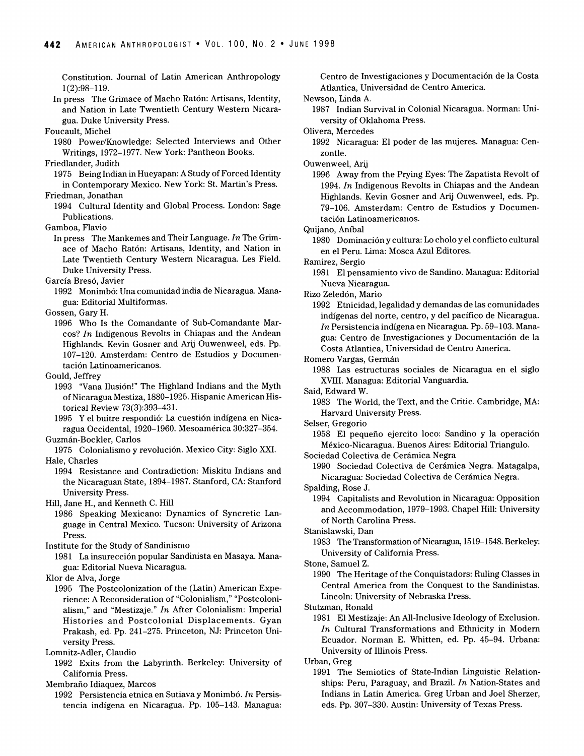Constitution. Journal of Latin American Anthropology 1(2):98–119.

In press The Grimace of Macho Ratón: Artisans, Identity, and Nation in Late Twentieth Century Western Nicaragua. Duke University Press.

Foucault, Michel

1980 Power/Knowledge: Selected Interviews and Other Writings, 1972–1977. New York: Pantheon Books.

Friedlander, Judith

1975 Being Indian in Hueyapan: A Study of Forced Identity in Contemporary Mexico. New York: St. Martin's Press.

Friedman, Jonathan

1994 Cultural Identity and Global Process. London: Sage Publications.

Gamboa, Flavio

In press The Mankemes and Their Language. *In* The Grimace of Macho Ratón: Artisans, Identity, and Nation in Late Twentieth Century Western Nicaragua. Les Field. Duke University Press.

García Bresó, Javier

1992 Monimbó: Una comunidad india de Nicaragua. Managua: Editorial Multiformas.

Gossen, Gary H.

1996 Who Is the Comandante of Sub-Comandante Marcos? *In* Indigenous Revolts in Chiapas and the Andean Highlands. Kevin Gosner and Arij Ouwenweel, eds. Pp. 107–120. Amsterdam: Centro de Estudios y Documentación Latinoamericanos.

Gould, Jeffrey

1993 "Vana Ilusión!" The Highland Indians and the Myth of Nicaragua Mestiza, 1880–1925. Hispanic American Historical Review 73(3):393–431.

1995 Y el buitre respondió: La cuestión indígena en Nicaragua Occidental, 1920–1960. Mesoamérica 30:327–354.

Guzmán-Bockler, Carlos

1975 Colonialismo y revolución. Mexico City: Siglo XXI.

Hale, Charles

1994 Resistance and Contradiction: Miskitu Indians and the Nicaraguan State, 1894–1987. Stanford, CA: Stanford University Press.

Hill, Jane H., and Kenneth C. Hill

1986 Speaking Mexicano: Dynamics of Syncretic Language in Central Mexico. Tucson: University of Arizona Press.

Institute for the Study of Sandinismo

1981 La insurrección popular Sandinista en Masaya. Managua: Editorial Nueva Nicaragua.

Klor de Alva, Jorge

1995 The Postcolonization of the (Latin) American Experience: A Reconsideration of "Colonialism," "Postcolonialism," and "Mestizaje." *In* After Colonialism: Imperial Histories and Postcolonial Displacements. Gyan Prakash, ed. Pp. 241–275. Princeton, NJ: Princeton University Press.

Lomnitz-Adler, Claudio

1992 Exits from the Labyrinth. Berkeley: University of California Press.

Membraño Idiaquez, Marcos

1992 Persistencia etnica en Sutiava y Monimbó. *In* Persistencia indígena en Nicaragua. Pp. 105–143. Managua: Centro de Investigaciones y Documentación de la Costa Atlantica, Universidad de Centro America.

Newson, Linda A.

1987 Indian Survival in Colonial Nicaragua. Norman: University of Oklahoma Press.

Olivera, Mercedes

1992 Nicaragua: El poder de las mujeres. Managua: Cenzontle.

Ouwenweel, Arij

1996 Away from the Prying Eyes: The Zapatista Revolt of 1994. *In* Indigenous Revolts in Chiapas and the Andean Highlands. Kevin Gosner and Arij Ouwenweel, eds. Pp. 79–106. Amsterdam: Centro de Estudios y Documentación Latinoamericanos.

Quijano, Aníbal

1980 Dominación y cultura: Lo cholo y el conflicto cultural en el Peru. Lima: Mosca Azul Editores.

Ramirez, Sergio

1981 El pensamiento vivo de Sandino. Managua: Editorial Nueva Nicaragua.

Rizo Zeledón, Mario

1992 Etnicidad, legalidad y demandas de las comunidades indígenas del norte, centro, y del pacífico de Nicaragua. *In* Persistencia indígena en Nicaragua. Pp. 59–103. Managua: Centro de Investigaciones y Documentación de la Costa Atlantica, Universidad de Centro America.

Romero Vargas, Germán

1988 Las estructuras sociales de Nicaragua en el siglo XVIII. Managua: Editorial Vanguardia.

Said, Edward W.

1983 The World, the Text, and the Critic. Cambridge, MA: Harvard University Press.

Selser, Gregorio

1958 El pequeño ejercito loco: Sandino y la operación México-Nicaragua. Buenos Aires: Editorial Triangulo.

Sociedad Colectiva de Cerámica Negra

1990 Sociedad Colectiva de Cerámica Negra. Matagalpa, Nicaragua: Sociedad Colectiva de Cerámica Negra.

Spalding, Rose J.

1994 Capitalists and Revolution in Nicaragua: Opposition and Accommodation, 1979–1993. Chapel Hill: University of North Carolina Press.

Stanislawski, Dan

1983 The Transformation of Nicaragua, 1519–1548. Berkeley: University of California Press.

Stone, Samuel Z.

1990 The Heritage of the Conquistadors: Ruling Classes in Central America from the Conquest to the Sandinistas. Lincoln: University of Nebraska Press.

Stutzman, Ronald

1981 El Mestizaje: An All-Inclusive Ideology of Exclusion. *In* Cultural Transformations and Ethnicity in Modern Ecuador. Norman E. Whitten, ed. Pp. 45–94. Urbana: University of Illinois Press.

Urban, Greg

1991 The Semiotics of State-Indian Linguistic Relationships: Peru, Paraguay, and Brazil. *In* Nation-States and Indians in Latin America. Greg Urban and Joel Sherzer, eds. Pp. 307–330. Austin: University of Texas Press.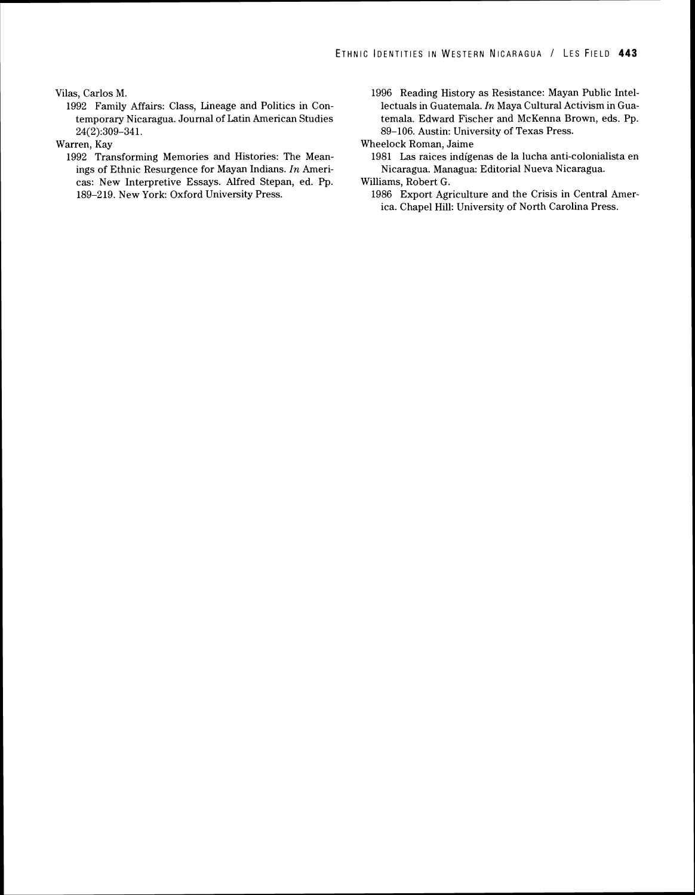Vilas, Carlos M.

1992 Family Affairs: Class, Lineage and Politics in Contemporary Nicaragua. Journal of Latin American Studies 24(2):309–341.

Warren, Kay

1992 Transforming Memories and Histories: The Meanings of Ethnic Resurgence for Mayan Indians. *In* Americas: New Interpretive Essays. Alfred Stepan, ed. Pp. 189–219. New York: Oxford University Press.

1996 Reading History as Resistance: Mayan Public Intellectuals in Guatemala. *In* Maya Cultural Activism in Guatemala. Edward Fischer and McKenna Brown, eds. Pp. 89–106. Austin: University of Texas Press.

Wheelock Roman, Jaime

1981 Las raices indígenas de la lucha anti-colonialista en Nicaragua. Managua: Editorial Nueva Nicaragua.

Williams, Robert G.

1986 Export Agriculture and the Crisis in Central America. Chapel Hill: University of North Carolina Press.